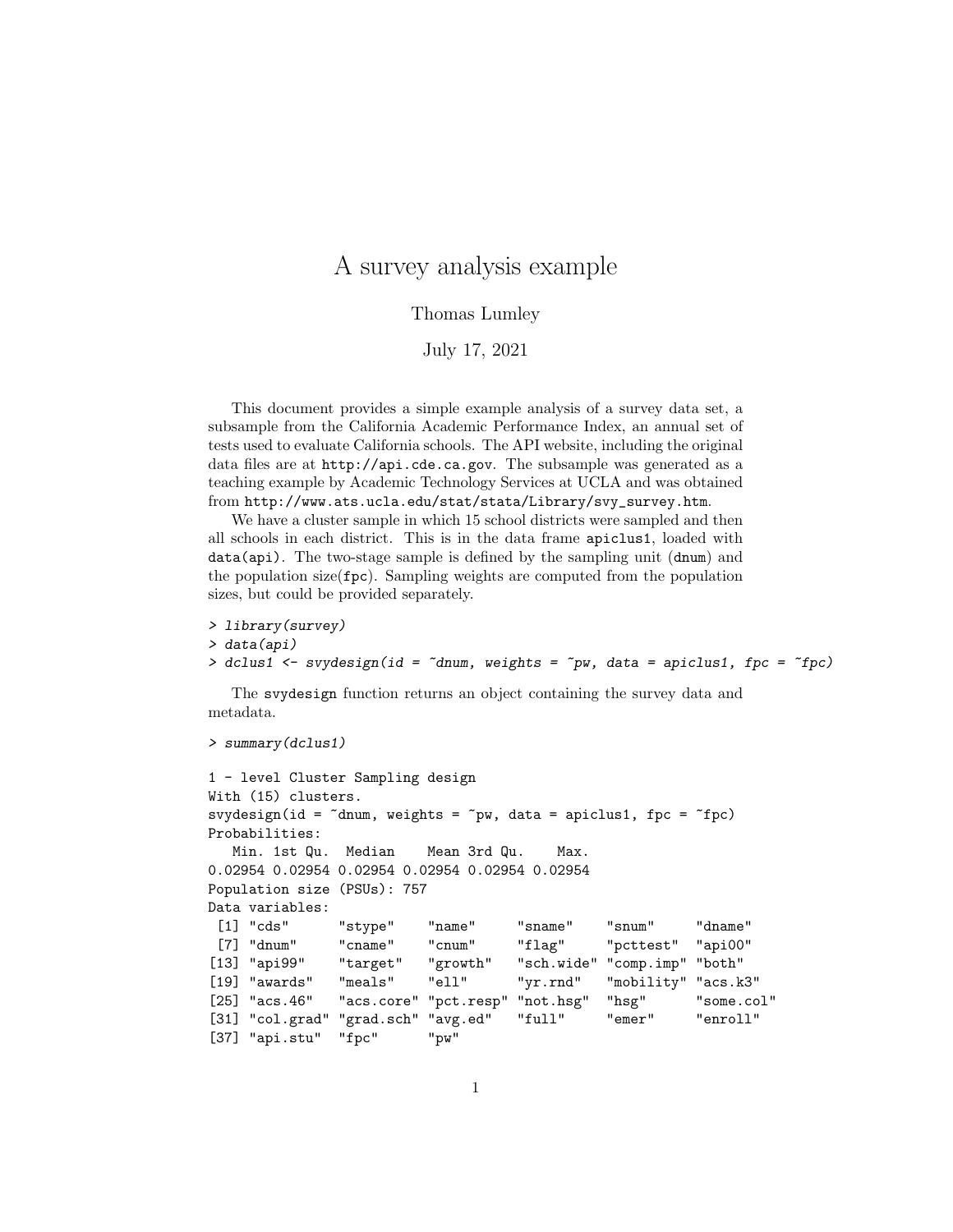# A survey analysis example

Thomas Lumley

July 17, 2021

This document provides a simple example analysis of a survey data set, a subsample from the California Academic Performance Index, an annual set of tests used to evaluate California schools. The API website, including the original data files are at `http://api.cde.ca.gov`. The subsample was generated as a teaching example by Academic Technology Services at UCLA and was obtained from `http://www.ats.ucla.edu/stat/stata/Library/svy_survey.htm`.

We have a cluster sample in which 15 school districts were sampled and then all schools in each district. This is in the data frame `apiclus1`, loaded with `data(api)`. The two-stage sample is defined by the sampling unit (`dnum`) and the population size(`fpc`). Sampling weights are computed from the population sizes, but could be provided separately.

```
> library(survey)
> data(api)
> dclus1 <- svydesign(id = ~dnum, weights = ~pw, data = apiclus1, fpc = ~fpc)
```

The `svydesign` function returns an object containing the survey data and metadata.

```
> summary(dclus1)

1 - level Cluster Sampling design
With (15) clusters.
svydesign(id = ~dnum, weights = ~pw, data = apiclus1, fpc = ~fpc)
Probabilities:
   Min. 1st Qu.  Median    Mean 3rd Qu.    Max.
0.02954 0.02954 0.02954 0.02954 0.02954 0.02954
Population size (PSUs): 757
Data variables:
 [1] "cds"      "stype"    "name"     "sname"    "snum"     "dname"
 [7] "dnum"     "cname"    "cnum"     "flag"     "pcttest"  "api00"
[13] "api99"    "target"   "growth"   "sch.wide" "comp.imp" "both"
[19] "awards"   "meals"    "ell"      "yr.rnd"   "mobility" "acs.k3"
[25] "acs.46"   "acs.core" "pct.resp" "not.hsg"  "hsg"      "some.col"
[31] "col.grad" "grad.sch" "avg.ed"   "full"     "emer"     "enroll"
[37] "api.stu"  "fpc"      "pw"
```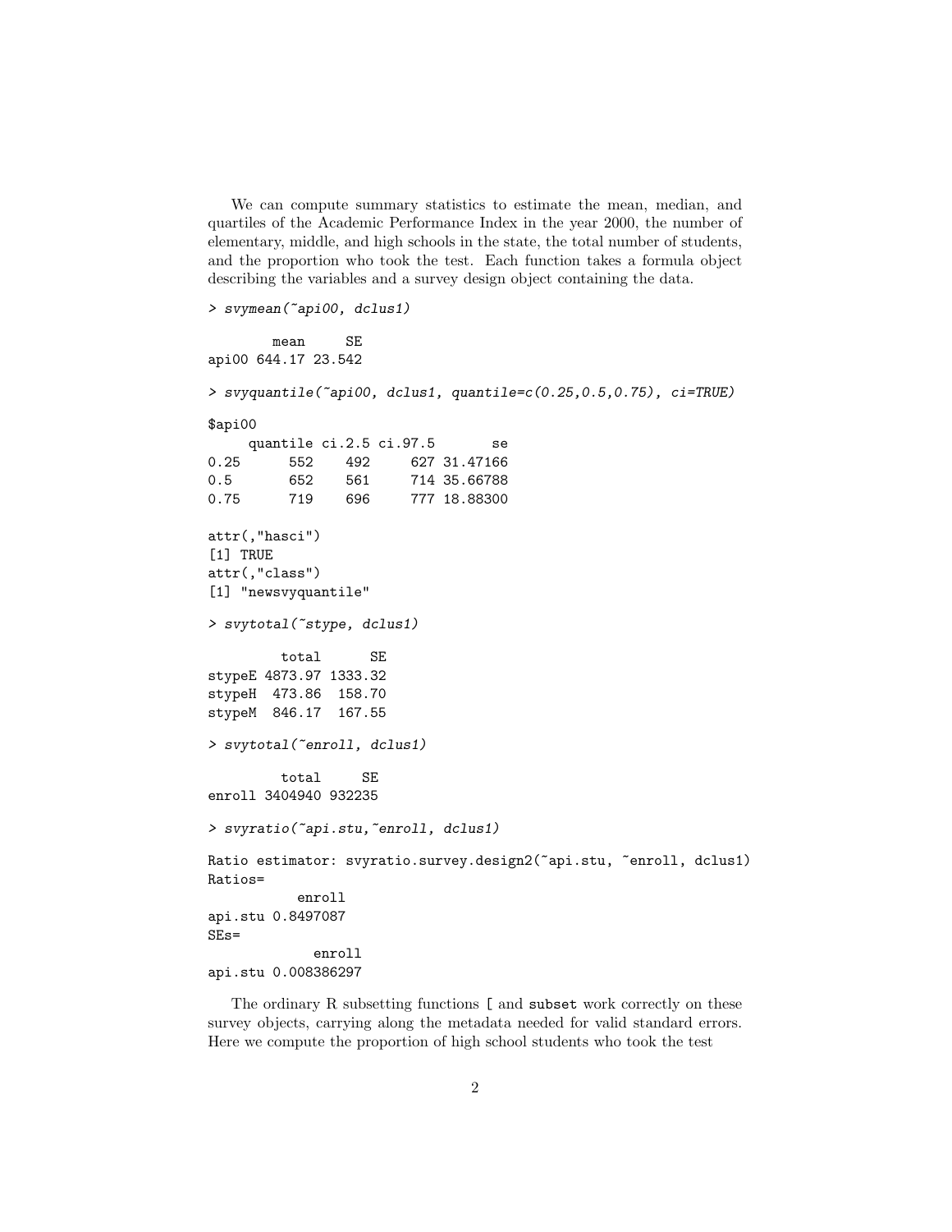We can compute summary statistics to estimate the mean, median, and quartiles of the Academic Performance Index in the year 2000, the number of elementary, middle, and high schools in the state, the total number of students, and the proportion who took the test. Each function takes a formula object describing the variables and a survey design object containing the data.

```
> svymean(~api00, dclus1)

        mean     SE
api00 644.17 23.542

> svyquantile(~api00, dclus1, quantile=c(0.25,0.5,0.75), ci=TRUE)

$api00
     quantile ci.2.5 ci.97.5       se
0.25      552    492     627 31.47166
0.5       652    561     714 35.66788
0.75      719    696     777 18.88300

attr(,"hasci")
[1] TRUE
attr(,"class")
[1] "newsvyquantile"

> svytotal(~stype, dclus1)

         total      SE
stypeE 4873.97 1333.32
stypeH  473.86  158.70
stypeM  846.17  167.55

> svytotal(~enroll, dclus1)

         total     SE
enroll 3404940 932235

> svyratio(~api.stu,~enroll, dclus1)

Ratio estimator: svyratio.survey.design2(~api.stu, ~enroll, dclus1)
Ratios=
           enroll
api.stu 0.8497087
SEs=
             enroll
api.stu 0.008386297
```

The ordinary R subsetting functions [ and subset work correctly on these survey objects, carrying along the metadata needed for valid standard errors. Here we compute the proportion of high school students who took the test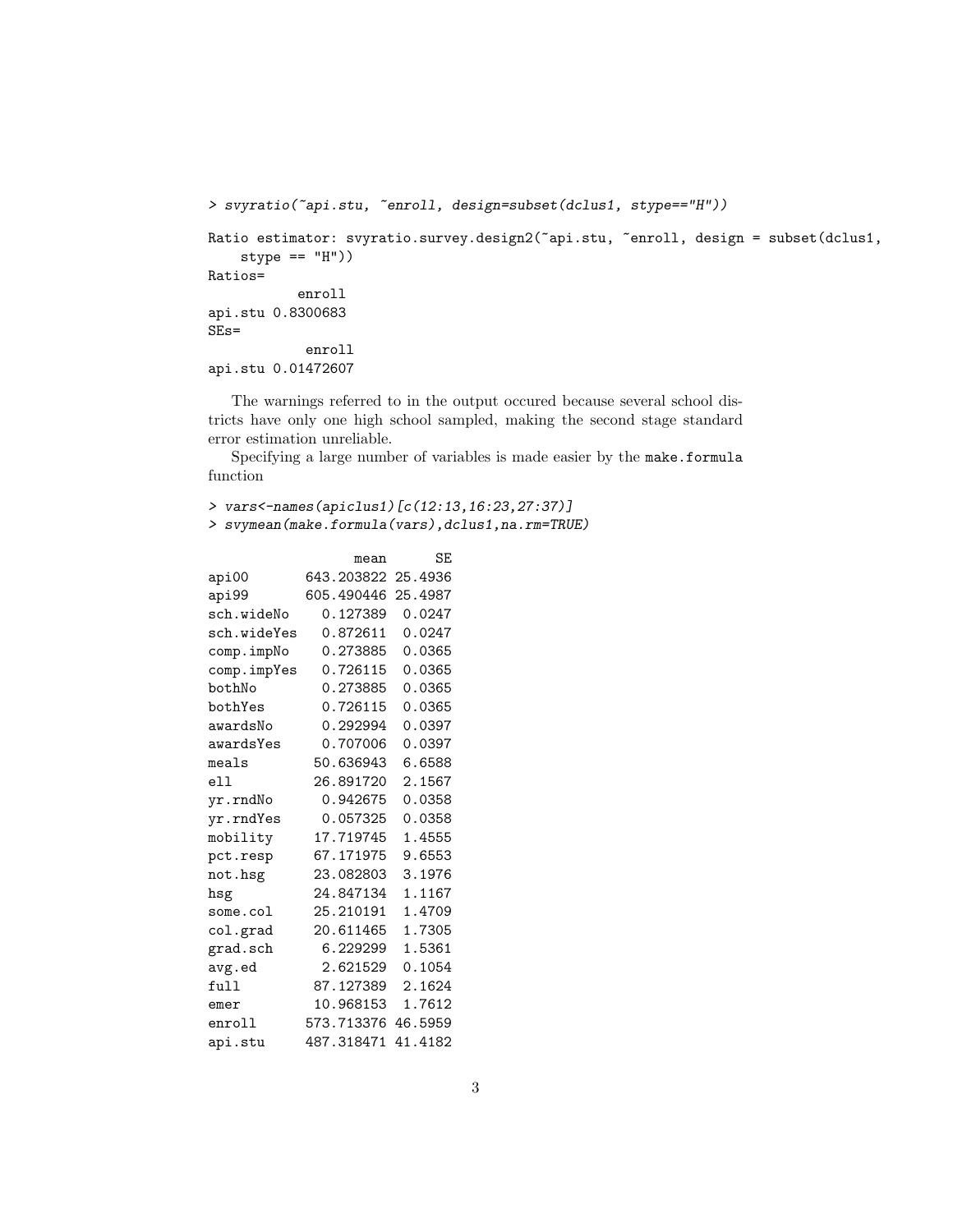```
> svyratio(~api.stu, ~enroll, design=subset(dclus1, stype=="H"))

Ratio estimator: svyratio.survey.design2(~api.stu, ~enroll, design = subset(dclus1,
    stype == "H"))
Ratios=
           enroll
api.stu 0.8300683
SEs=
            enroll
api.stu 0.01472607
```

The warnings referred to in the output occured because several school districts have only one high school sampled, making the second stage standard error estimation unreliable.

Specifying a large number of variables is made easier by the make.formula function

```
> vars<-names(apiclus1)[c(12:13,16:23,27:37)]
> svymean(make.formula(vars),dclus1,na.rm=TRUE)

                  mean      SE
api00       643.203822 25.4936
api99       605.490446 25.4987
sch.wideNo    0.127389  0.0247
sch.wideYes   0.872611  0.0247
comp.impNo    0.273885  0.0365
comp.impYes   0.726115  0.0365
bothNo        0.273885  0.0365
bothYes       0.726115  0.0365
awardsNo      0.292994  0.0397
awardsYes     0.707006  0.0397
meals        50.636943  6.6588
ell          26.891720  2.1567
yr.rndNo      0.942675  0.0358
yr.rndYes     0.057325  0.0358
mobility     17.719745  1.4555
pct.resp     67.171975  9.6553
not.hsg      23.082803  3.1976
hsg          24.847134  1.1167
some.col     25.210191  1.4709
col.grad     20.611465  1.7305
grad.sch      6.229299  1.5361
avg.ed        2.621529  0.1054
full         87.127389  2.1624
emer         10.968153  1.7612
enroll      573.713376 46.5959
api.stu     487.318471 41.4182
```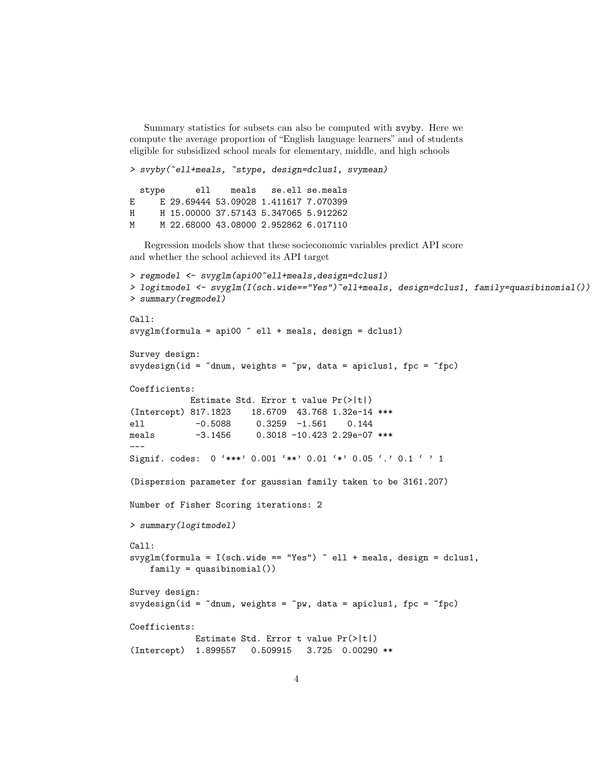Summary statistics for subsets can also be computed with `svyby`. Here we compute the average proportion of "English language learners" and of students eligible for subsidized school meals for elementary, middle, and high schools

```
> svyby(~ell+meals, ~stype, design=dclus1, svymean)

  stype      ell    meals   se.ell se.meals
E     E 29.69444 53.09028 1.411617 7.070399
H     H 15.00000 37.57143 5.347065 5.912262
M     M 22.68000 43.08000 2.952862 6.017110
```

Regression models show that these socieconomic variables predict API score and whether the school achieved its API target

```
> regmodel <- svyglm(api00~ell+meals,design=dclus1)
> logitmodel <- svyglm(I(sch.wide=="Yes")~ell+meals, design=dclus1, family=quasibinomial())
> summary(regmodel)

Call:
svyglm(formula = api00 ~ ell + meals, design = dclus1)

Survey design:
svydesign(id = ~dnum, weights = ~pw, data = apiclus1, fpc = ~fpc)

Coefficients:
            Estimate Std. Error t value Pr(>|t|)    
(Intercept) 817.1823    18.6709  43.768 1.32e-14 ***
ell          -0.5088     0.3259  -1.561    0.144    
meals        -3.1456     0.3018 -10.423 2.29e-07 ***
---
Signif. codes:  0 '***' 0.001 '**' 0.01 '*' 0.05 '.' 0.1 ' ' 1

(Dispersion parameter for gaussian family taken to be 3161.207)

Number of Fisher Scoring iterations: 2

> summary(logitmodel)

Call:
svyglm(formula = I(sch.wide == "Yes") ~ ell + meals, design = dclus1,
    family = quasibinomial())

Survey design:
svydesign(id = ~dnum, weights = ~pw, data = apiclus1, fpc = ~fpc)

Coefficients:
             Estimate Std. Error t value Pr(>|t|)   
(Intercept)  1.899557   0.509915   3.725  0.00290 **
```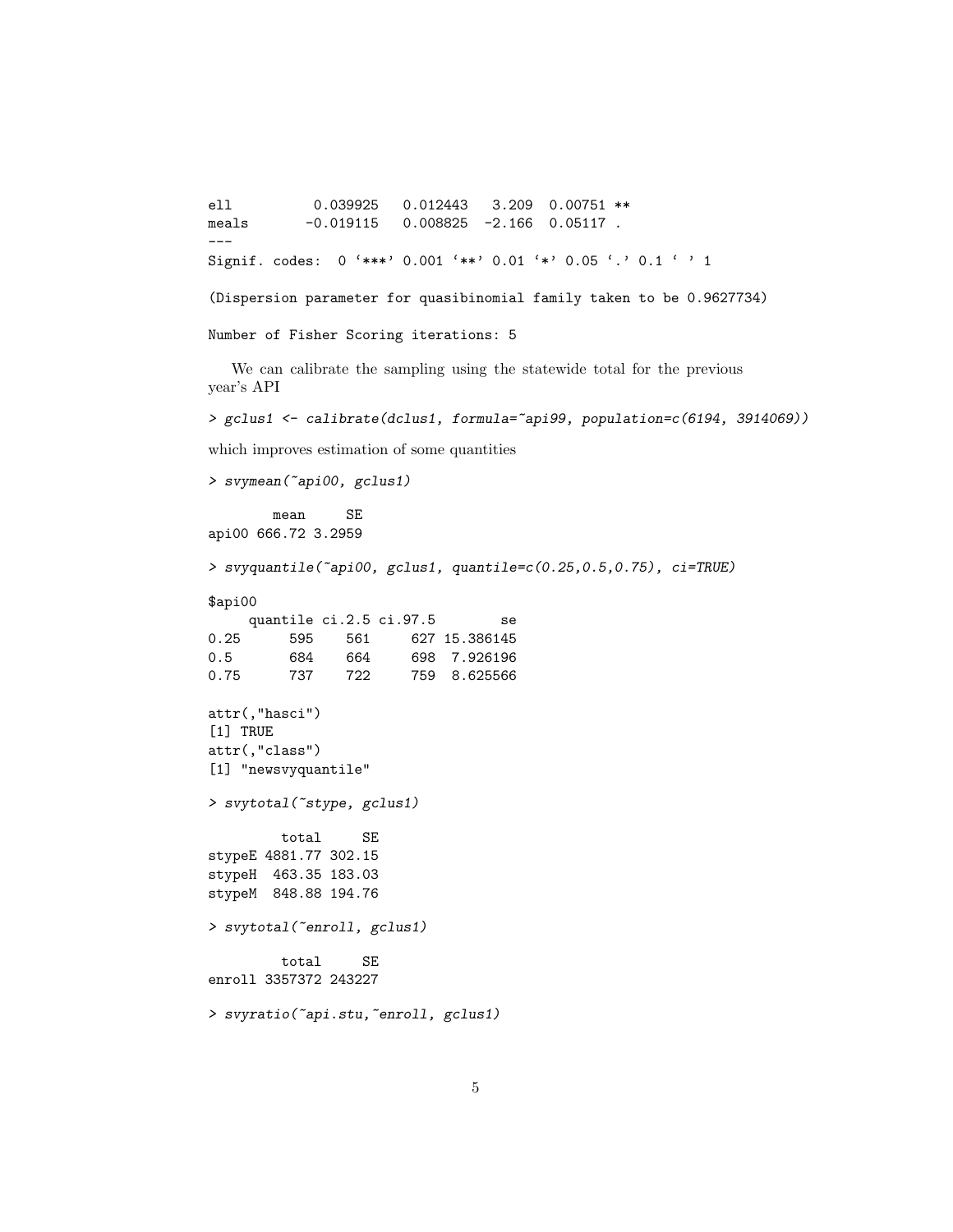```
ell          0.039925   0.012443   3.209  0.00751 **
meals       -0.019115   0.008825  -2.166  0.05117 .
---
Signif. codes:  0 '***' 0.001 '**' 0.01 '*' 0.05 '.' 0.1 ' ' 1

(Dispersion parameter for quasibinomial family taken to be 0.9627734)

Number of Fisher Scoring iterations: 5
```

We can calibrate the sampling using the statewide total for the previous year's API

```
> gclus1 <- calibrate(dclus1, formula=~api99, population=c(6194, 3914069))
```

which improves estimation of some quantities

```
> svymean(~api00, gclus1)

        mean     SE
api00 666.72 3.2959

> svyquantile(~api00, gclus1, quantile=c(0.25,0.5,0.75), ci=TRUE)

$api00
     quantile ci.2.5 ci.97.5        se
0.25      595    561     627 15.386145
0.5       684    664     698  7.926196
0.75      737    722     759  8.625566

attr(,"hasci")
[1] TRUE
attr(,"class")
[1] "newsvyquantile"

> svytotal(~stype, gclus1)

         total     SE
stypeE 4881.77 302.15
stypeH  463.35 183.03
stypeM  848.88 194.76

> svytotal(~enroll, gclus1)

         total     SE
enroll 3357372 243227

> svyratio(~api.stu,~enroll, gclus1)
```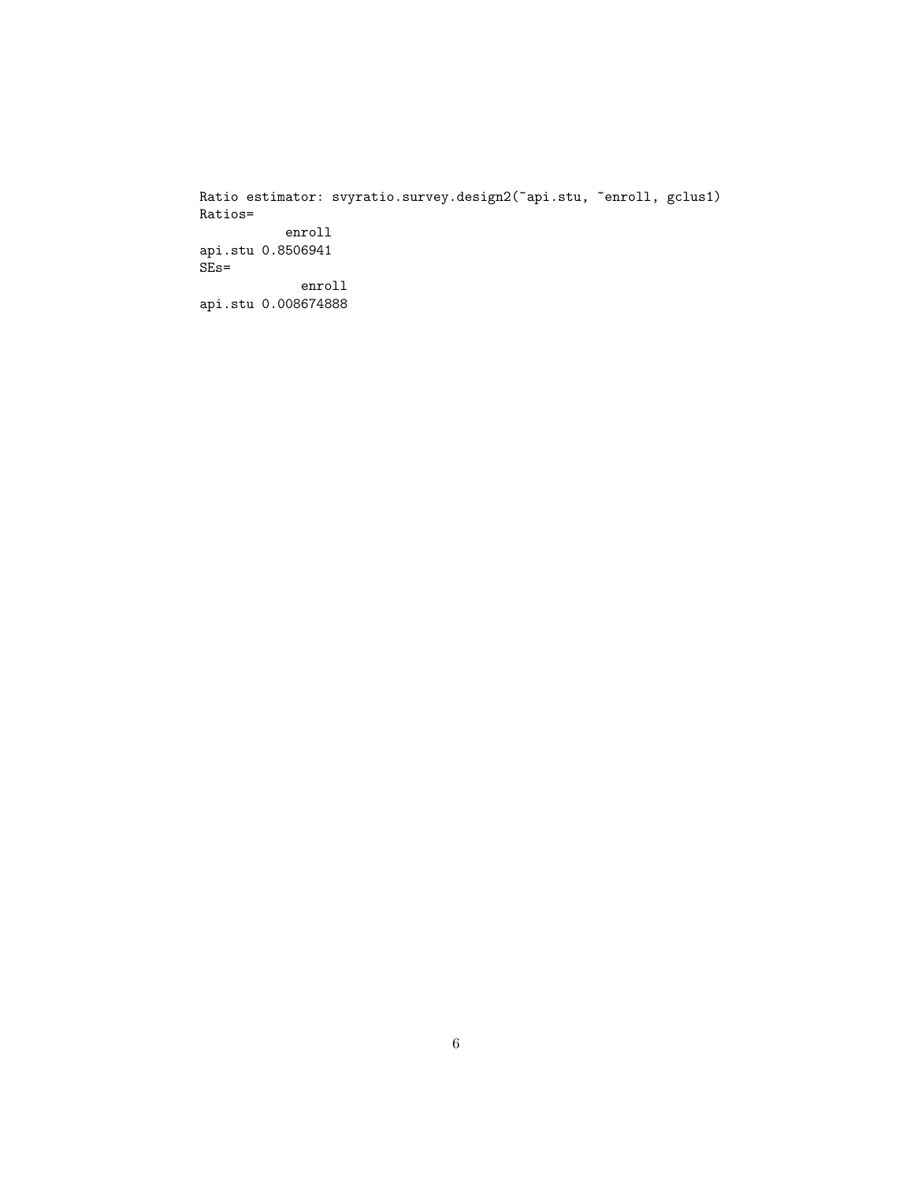```
Ratio estimator: svyratio.survey.design2(~api.stu, ~enroll, gclus1)
Ratios=
           enroll
api.stu 0.8506941
SEs=
             enroll
api.stu 0.008674888
```